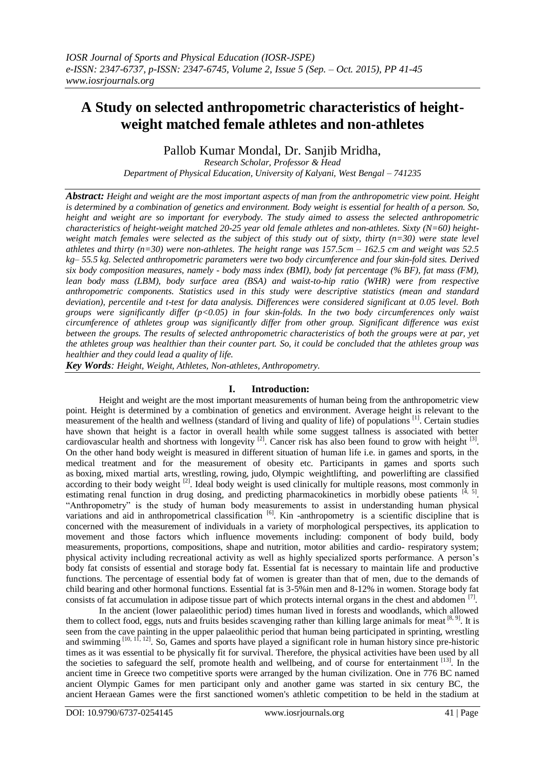# A Study on selected anthropometric characteristics of height-weight matched female athletes and non-athletes

Pallob Kumar Mondal, Dr. Sanjib Mridha,

*Research Scholar, Professor & Head*
*Department of Physical Education, University of Kalyani, West Bengal – 741235*

***Abstract:*** *Height and weight are the most important aspects of man from the anthropometric view point. Height is determined by a combination of genetics and environment. Body weight is essential for health of a person. So, height and weight are so important for everybody. The study aimed to assess the selected anthropometric characteristics of height-weight matched 20-25 year old female athletes and non-athletes. Sixty (N=60) height-weight match females were selected as the subject of this study out of sixty, thirty (n=30) were state level athletes and thirty (n=30) were non-athletes. The height range was 157.5cm – 162.5 cm and weight was 52.5 kg– 55.5 kg. Selected anthropometric parameters were two body circumference and four skin-fold sites. Derived six body composition measures, namely - body mass index (BMI), body fat percentage (% BF), fat mass (FM), lean body mass (LBM), body surface area (BSA) and waist-to-hip ratio (WHR) were from respective anthropometric components. Statistics used in this study were descriptive statistics (mean and standard deviation), percentile and t-test for data analysis. Differences were considered significant at 0.05 level. Both groups were significantly differ (p<0.05) in four skin-folds. In the two body circumferences only waist circumference of athletes group was significantly differ from other group. Significant difference was exist between the groups. The results of selected anthropometric characteristics of both the groups were at par, yet the athletes group was healthier than their counter part. So, it could be concluded that the athletes group was healthier and they could lead a quality of life.*

***Key Words****: Height, Weight, Athletes, Non-athletes, Anthropometry.*

## I. Introduction:

Height and weight are the most important measurements of human being from the anthropometric view point. Height is determined by a combination of genetics and environment. Average height is relevant to the measurement of the health and wellness (standard of living and quality of life) of populations [1]. Certain studies have shown that height is a factor in overall health while some suggest tallness is associated with better cardiovascular health and shortness with longevity [2]. Cancer risk has also been found to grow with height [3]. On the other hand body weight is measured in different situation of human life i.e. in games and sports, in the medical treatment and for the measurement of obesity etc. Participants in games and sports such as boxing, mixed martial arts, wrestling, rowing, judo, Olympic weightlifting, and powerlifting are classified according to their body weight [2]. Ideal body weight is used clinically for multiple reasons, most commonly in estimating renal function in drug dosing, and predicting pharmacokinetics in morbidly obese patients [4, 5]. "Anthropometry" is the study of human body measurements to assist in understanding human physical variations and aid in anthropometrical classification [6]. Kin -anthropometry is a scientific discipline that is concerned with the measurement of individuals in a variety of morphological perspectives, its application to movement and those factors which influence movements including: component of body build, body measurements, proportions, compositions, shape and nutrition, motor abilities and cardio- respiratory system; physical activity including recreational activity as well as highly specialized sports performance. A person's body fat consists of essential and storage body fat. Essential fat is necessary to maintain life and productive functions. The percentage of essential body fat of women is greater than that of men, due to the demands of child bearing and other hormonal functions. Essential fat is 3-5%in men and 8-12% in women. Storage body fat consists of fat accumulation in adipose tissue part of which protects internal organs in the chest and abdomen [7].

In the ancient (lower palaeolithic period) times human lived in forests and woodlands, which allowed them to collect food, eggs, nuts and fruits besides scavenging rather than killing large animals for meat [8, 9]. It is seen from the cave painting in the upper palaeolithic period that human being participated in sprinting, wrestling and swimming [10, 11, 12]. So, Games and sports have played a significant role in human history since pre-historic times as it was essential to be physically fit for survival. Therefore, the physical activities have been used by all the societies to safeguard the self, promote health and wellbeing, and of course for entertainment [13]. In the ancient time in Greece two competitive sports were arranged by the human civilization. One in 776 BC named ancient Olympic Games for men participant only and another game was started in six century BC, the ancient Heraean Games were the first sanctioned women's athletic competition to be held in the stadium at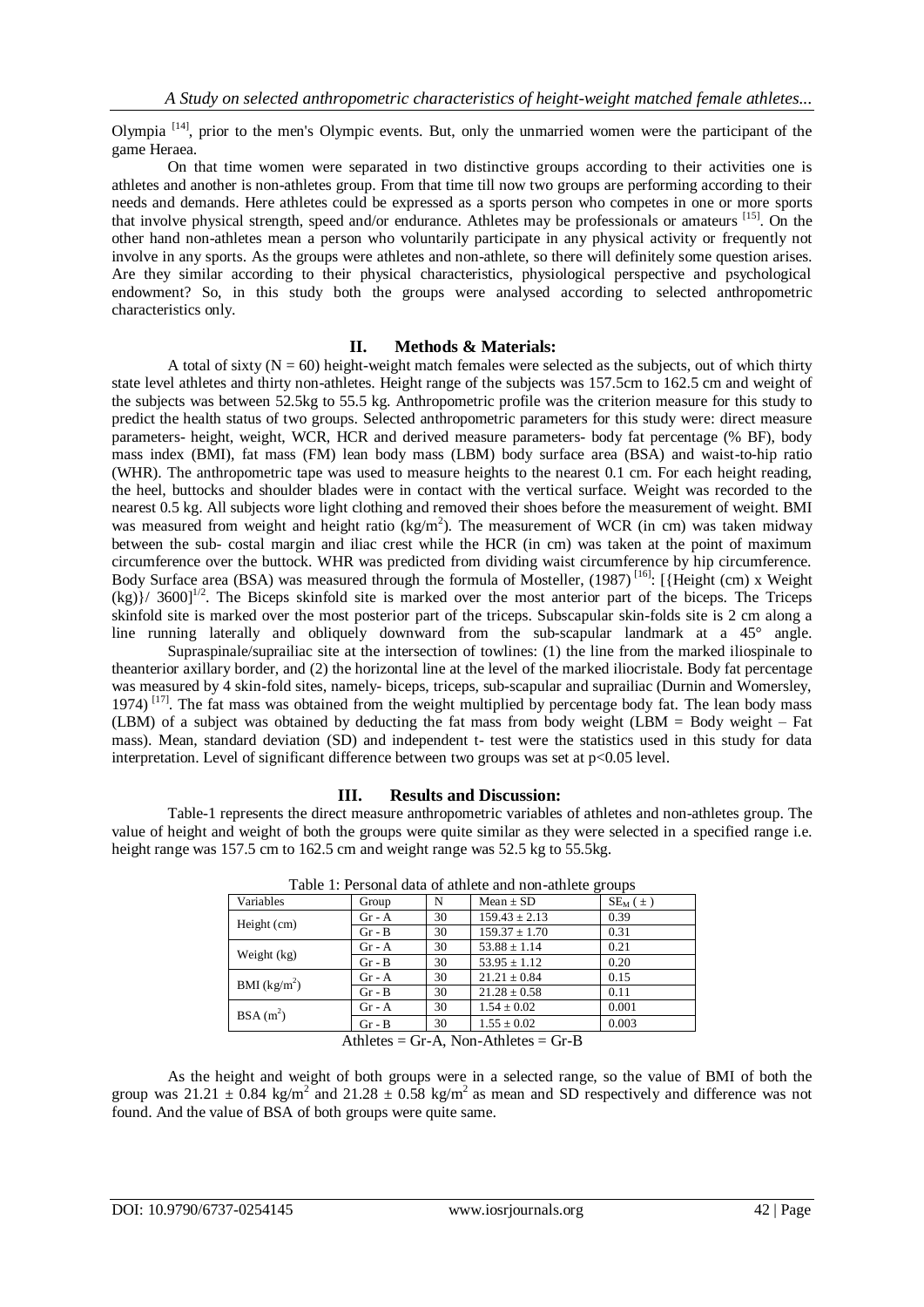Olympia [14], prior to the men's Olympic events. But, only the unmarried women were the participant of the game Heraea.

On that time women were separated in two distinctive groups according to their activities one is athletes and another is non-athletes group. From that time till now two groups are performing according to their needs and demands. Here athletes could be expressed as a sports person who competes in one or more sports that involve physical strength, speed and/or endurance. Athletes may be professionals or amateurs [15]. On the other hand non-athletes mean a person who voluntarily participate in any physical activity or frequently not involve in any sports. As the groups were athletes and non-athlete, so there will definitely some question arises. Are they similar according to their physical characteristics, physiological perspective and psychological endowment? So, in this study both the groups were analysed according to selected anthropometric characteristics only.

## II. Methods & Materials:

A total of sixty (N = 60) height-weight match females were selected as the subjects, out of which thirty state level athletes and thirty non-athletes. Height range of the subjects was 157.5cm to 162.5 cm and weight of the subjects was between 52.5kg to 55.5 kg. Anthropometric profile was the criterion measure for this study to predict the health status of two groups. Selected anthropometric parameters for this study were: direct measure parameters- height, weight, WCR, HCR and derived measure parameters- body fat percentage (% BF), body mass index (BMI), fat mass (FM) lean body mass (LBM) body surface area (BSA) and waist-to-hip ratio (WHR). The anthropometric tape was used to measure heights to the nearest 0.1 cm. For each height reading, the heel, buttocks and shoulder blades were in contact with the vertical surface. Weight was recorded to the nearest 0.5 kg. All subjects wore light clothing and removed their shoes before the measurement of weight. BMI was measured from weight and height ratio ($kg/m^2$). The measurement of WCR (in cm) was taken midway between the sub- costal margin and iliac crest while the HCR (in cm) was taken at the point of maximum circumference over the buttock. WHR was predicted from dividing waist circumference by hip circumference. Body Surface area (BSA) was measured through the formula of Mosteller, (1987) [16]: $[\{\text{Height (cm)} \times \text{Weight (kg)}\}/ 3600]^{1/2}$. The Biceps skinfold site is marked over the most anterior part of the biceps. The Triceps skinfold site is marked over the most posterior part of the triceps. Subscapular skin-folds site is 2 cm along a line running laterally and obliquely downward from the sub-scapular landmark at a 45° angle.

Supraspinale/suprailiac site at the intersection of towlines: (1) the line from the marked iliospinale to theanterior axillary border, and (2) the horizontal line at the level of the marked iliocristale. Body fat percentage was measured by 4 skin-fold sites, namely- biceps, triceps, sub-scapular and suprailiac (Durnin and Womersley, 1974) [17]. The fat mass was obtained from the weight multiplied by percentage body fat. The lean body mass (LBM) of a subject was obtained by deducting the fat mass from body weight (LBM = Body weight – Fat mass). Mean, standard deviation (SD) and independent t- test were the statistics used in this study for data interpretation. Level of significant difference between two groups was set at $p<0.05$ level.

## III. Results and Discussion:

Table-1 represents the direct measure anthropometric variables of athletes and non-athletes group. The value of height and weight of both the groups were quite similar as they were selected in a specified range i.e. height range was 157.5 cm to 162.5 cm and weight range was 52.5 kg to 55.5kg.

Table 1: Personal data of athlete and non-athlete groups

| Variables | Group | N | Mean ± SD | $SE_M$ (±) |
|---|---|---|---|---|
| Height (cm) | Gr - A | 30 | 159.43 ± 2.13 | 0.39 |
| | Gr - B | 30 | 159.37 ± 1.70 | 0.31 |
| Weight (kg) | Gr - A | 30 | 53.88 ± 1.14 | 0.21 |
| | Gr - B | 30 | 53.95 ± 1.12 | 0.20 |
| BMI ($kg/m^2$) | Gr - A | 30 | 21.21 ± 0.84 | 0.15 |
| | Gr - B | 30 | 21.28 ± 0.58 | 0.11 |
| BSA ($m^2$) | Gr - A | 30 | 1.54 ± 0.02 | 0.001 |
| | Gr - B | 30 | 1.55 ± 0.02 | 0.003 |

Athletes = Gr-A, Non-Athletes = Gr-B

As the height and weight of both groups were in a selected range, so the value of BMI of both the group was 21.21 ± 0.84 $kg/m^2$ and 21.28 ± 0.58 $kg/m^2$ as mean and SD respectively and difference was not found. And the value of BSA of both groups were quite same.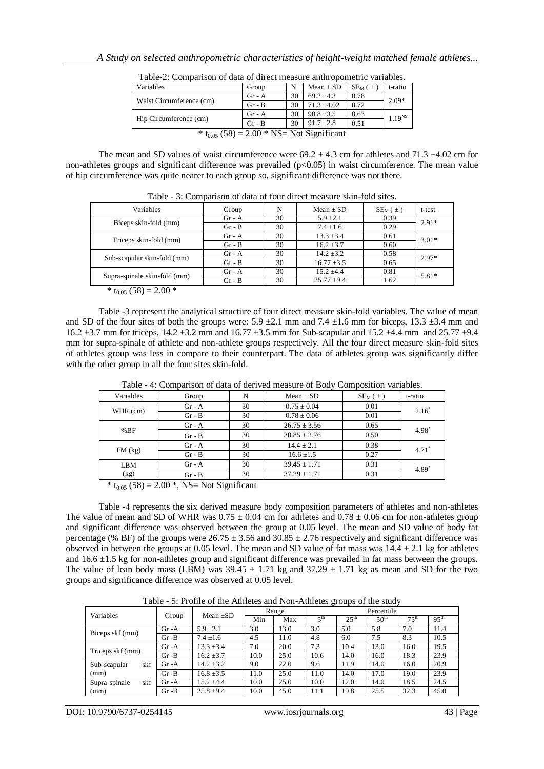Table-2: Comparison of data of direct measure anthropometric variables.

| Variables | Group | N | Mean ± SD | $SE_M$ ( ± ) | t-ratio |
|---|---|---|---|---|---|
| Waist Circumference (cm) | Gr - A | 30 | 69.2 ±4.3 | 0.78 | 2.09* |
| | Gr - B | 30 | 71.3 ±4.02 | 0.72 | |
| Hip Circumference (cm) | Gr - A | 30 | 90.8 ±3.5 | 0.63 | $1.19^{NS}$ |
| | Gr - B | 30 | 91.7 ±2.8 | 0.51 | |

* $t_{0.05}$ (58) = 2.00 * NS= Not Significant

The mean and SD values of waist circumference were 69.2 ± 4.3 cm for athletes and 71.3 ±4.02 cm for non-athletes groups and significant difference was prevailed ($p<0.05$) in waist circumference. The mean value of hip circumference was quite nearer to each group so, significant difference was not there.

Table - 3: Comparison of data of four direct measure skin-fold sites.

| Variables | Group | N | Mean ± SD | $SE_M$ ( ± ) | t-test |
|---|---|---|---|---|---|
| Biceps skin-fold (mm) | Gr - A | 30 | 5.9 ±2.1 | 0.39 | 2.91* |
| | Gr - B | 30 | 7.4 ±1.6 | 0.29 | |
| Triceps skin-fold (mm) | Gr - A | 30 | 13.3 ±3.4 | 0.61 | 3.01* |
| | Gr - B | 30 | 16.2 ±3.7 | 0.60 | |
| Sub-scapular skin-fold (mm) | Gr - A | 30 | 14.2 ±3.2 | 0.58 | 2.97* |
| | Gr - B | 30 | 16.77 ±3.5 | 0.65 | |
| Supra-spinale skin-fold (mm) | Gr - A | 30 | 15.2 ±4.4 | 0.81 | 5.81* |
| | Gr - B | 30 | 25.77 ±9.4 | 1.62 | |

* $t_{0.05}$ (58) = 2.00 *

Table -3 represent the analytical structure of four direct measure skin-fold variables. The value of mean and SD of the four sites of both the groups were: 5.9 ±2.1 mm and 7.4 ±1.6 mm for biceps, 13.3 ±3.4 mm and 16.2 ±3.7 mm for triceps, 14.2 ±3.2 mm and 16.77 ±3.5 mm for Sub-scapular and 15.2 ±4.4 mm and 25.77 ±9.4 mm for supra-spinale of athlete and non-athlete groups respectively. All the four direct measure skin-fold sites of athletes group was less in compare to their counterpart. The data of athletes group was significantly differ with the other group in all the four sites skin-fold.

Table - 4: Comparison of data of derived measure of Body Composition variables.

| Variables | Group | N | Mean ± SD | $SE_M$ ( ± ) | t-ratio |
|---|---|---|---|---|---|
| WHR (cm) | Gr - A | 30 | 0.75 ± 0.04 | 0.01 | 2.16* |
| | Gr - B | 30 | 0.78 ± 0.06 | 0.01 | |
| %BF | Gr - A | 30 | 26.75 ± 3.56 | 0.65 | 4.98* |
| | Gr - B | 30 | 30.85 ± 2.76 | 0.50 | |
| FM (kg) | Gr - A | 30 | 14.4 ± 2.1 | 0.38 | 4.71* |
| | Gr - B | 30 | 16.6 ±1.5 | 0.27 | |
| LBM (kg) | Gr - A | 30 | 39.45 ± 1.71 | 0.31 | 4.89* |
| | Gr - B | 30 | 37.29 ± 1.71 | 0.31 | |

* $t_{0.05}$ (58) = 2.00 *, NS= Not Significant

Table -4 represents the six derived measure body composition parameters of athletes and non-athletes The value of mean and SD of WHR was 0.75 ± 0.04 cm for athletes and 0.78 ± 0.06 cm for non-athletes group and significant difference was observed between the group at 0.05 level. The mean and SD value of body fat percentage (% BF) of the groups were 26.75 ± 3.56 and 30.85 ± 2.76 respectively and significant difference was observed in between the groups at 0.05 level. The mean and SD value of fat mass was 14.4 ± 2.1 kg for athletes and 16.6 ±1.5 kg for non-athletes group and significant difference was prevailed in fat mass between the groups. The value of lean body mass (LBM) was 39.45 ± 1.71 kg and 37.29 ± 1.71 kg as mean and SD for the two groups and significance difference was observed at 0.05 level.

Table - 5: Profile of the Athletes and Non-Athletes groups of the study

| Variables | Group | Mean ±SD | Range | | Percentile | | | | |
|---|---|---|---|---|---|---|---|---|---|
| | | | Min | Max | $5^{th}$ | $25^{th}$ | $50^{th}$ | $75^{th}$ | $95^{th}$ |
| Biceps skf (mm) | Gr -A | 5.9 ±2.1 | 3.0 | 13.0 | 3.0 | 5.0 | 5.8 | 7.0 | 11.4 |
| | Gr -B | 7.4 ±1.6 | 4.5 | 11.0 | 4.8 | 6.0 | 7.5 | 8.3 | 10.5 |
| Triceps skf (mm) | Gr -A | 13.3 ±3.4 | 7.0 | 20.0 | 7.3 | 10.4 | 13.0 | 16.0 | 19.5 |
| | Gr -B | 16.2 ±3.7 | 10.0 | 25.0 | 10.6 | 14.0 | 16.0 | 18.3 | 23.9 |
| Sub-scapular skf (mm) | Gr -A | 14.2 ±3.2 | 9.0 | 22.0 | 9.6 | 11.9 | 14.0 | 16.0 | 20.9 |
| | Gr -B | 16.8 ±3.5 | 11.0 | 25.0 | 11.0 | 14.0 | 17.0 | 19.0 | 23.9 |
| Supra-spinale skf (mm) | Gr -A | 15.2 ±4.4 | 10.0 | 25.0 | 10.0 | 12.0 | 14.0 | 18.5 | 24.5 |
| | Gr -B | 25.8 ±9.4 | 10.0 | 45.0 | 11.1 | 19.8 | 25.5 | 32.3 | 45.0 |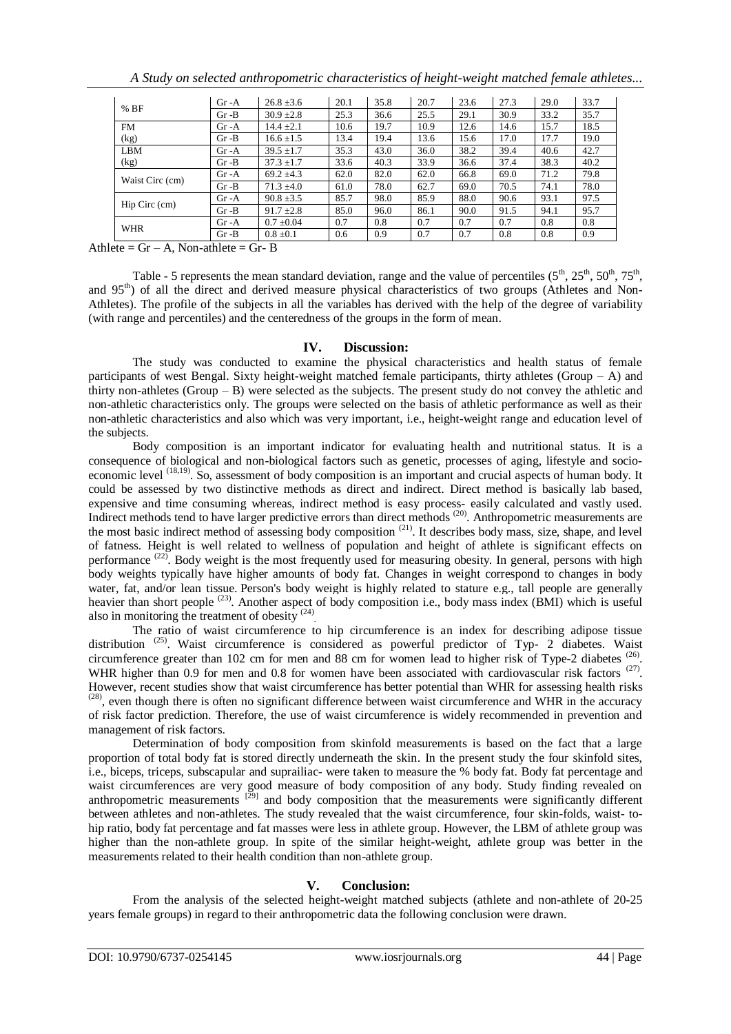| % BF | Gr -A | 26.8 ±3.6 | 20.1 | 35.8 | 20.7 | 23.6 | 27.3 | 29.0 | 33.7 |
|---|---|---|---|---|---|---|---|---|---|
| | Gr -B | 30.9 ±2.8 | 25.3 | 36.6 | 25.5 | 29.1 | 30.9 | 33.2 | 35.7 |
| FM (kg) | Gr -A | 14.4 ±2.1 | 10.6 | 19.7 | 10.9 | 12.6 | 14.6 | 15.7 | 18.5 |
| | Gr -B | 16.6 ±1.5 | 13.4 | 19.4 | 13.6 | 15.6 | 17.0 | 17.7 | 19.0 |
| LBM (kg) | Gr -A | 39.5 ±1.7 | 35.3 | 43.0 | 36.0 | 38.2 | 39.4 | 40.6 | 42.7 |
| | Gr -B | 37.3 ±1.7 | 33.6 | 40.3 | 33.9 | 36.6 | 37.4 | 38.3 | 40.2 |
| Waist Circ (cm) | Gr -A | 69.2 ±4.3 | 62.0 | 82.0 | 62.0 | 66.8 | 69.0 | 71.2 | 79.8 |
| | Gr -B | 71.3 ±4.0 | 61.0 | 78.0 | 62.7 | 69.0 | 70.5 | 74.1 | 78.0 |
| Hip Circ (cm) | Gr -A | 90.8 ±3.5 | 85.7 | 98.0 | 85.9 | 88.0 | 90.6 | 93.1 | 97.5 |
| | Gr -B | 91.7 ±2.8 | 85.0 | 96.0 | 86.1 | 90.0 | 91.5 | 94.1 | 95.7 |
| WHR | Gr -A | 0.7 ±0.04 | 0.7 | 0.8 | 0.7 | 0.7 | 0.7 | 0.8 | 0.8 |
| | Gr -B | 0.8 ±0.1 | 0.6 | 0.9 | 0.7 | 0.7 | 0.8 | 0.8 | 0.9 |

Athlete = Gr – A, Non-athlete = Gr- B

Table - 5 represents the mean standard deviation, range and the value of percentiles (5th, 25th, 50th, 75th, and 95th) of all the direct and derived measure physical characteristics of two groups (Athletes and Non-Athletes). The profile of the subjects in all the variables has derived with the help of the degree of variability (with range and percentiles) and the centeredness of the groups in the form of mean.

## IV. Discussion:

The study was conducted to examine the physical characteristics and health status of female participants of west Bengal. Sixty height-weight matched female participants, thirty athletes (Group – A) and thirty non-athletes (Group – B) were selected as the subjects. The present study do not convey the athletic and non-athletic characteristics only. The groups were selected on the basis of athletic performance as well as their non-athletic characteristics and also which was very important, i.e., height-weight range and education level of the subjects.

Body composition is an important indicator for evaluating health and nutritional status. It is a consequence of biological and non-biological factors such as genetic, processes of aging, lifestyle and socio-economic level [18,19]. So, assessment of body composition is an important and crucial aspects of human body. It could be assessed by two distinctive methods as direct and indirect. Direct method is basically lab based, expensive and time consuming whereas, indirect method is easy process- easily calculated and vastly used. Indirect methods tend to have larger predictive errors than direct methods [20]. Anthropometric measurements are the most basic indirect method of assessing body composition [21]. It describes body mass, size, shape, and level of fatness. Height is well related to wellness of population and height of athlete is significant effects on performance [22]. Body weight is the most frequently used for measuring obesity. In general, persons with high body weights typically have higher amounts of body fat. Changes in weight correspond to changes in body water, fat, and/or lean tissue. Person's body weight is highly related to stature e.g., tall people are generally heavier than short people [23]. Another aspect of body composition i.e., body mass index (BMI) which is useful also in monitoring the treatment of obesity [24].

The ratio of waist circumference to hip circumference is an index for describing adipose tissue distribution [25]. Waist circumference is considered as powerful predictor of Typ- 2 diabetes. Waist circumference greater than 102 cm for men and 88 cm for women lead to higher risk of Type-2 diabetes [26]. WHR higher than 0.9 for men and 0.8 for women have been associated with cardiovascular risk factors [27]. However, recent studies show that waist circumference has better potential than WHR for assessing health risks [28], even though there is often no significant difference between waist circumference and WHR in the accuracy of risk factor prediction. Therefore, the use of waist circumference is widely recommended in prevention and management of risk factors.

Determination of body composition from skinfold measurements is based on the fact that a large proportion of total body fat is stored directly underneath the skin. In the present study the four skinfold sites, i.e., biceps, triceps, subscapular and suprailiac- were taken to measure the % body fat. Body fat percentage and waist circumferences are very good measure of body composition of any body. Study finding revealed on anthropometric measurements [29] and body composition that the measurements were significantly different between athletes and non-athletes. The study revealed that the waist circumference, four skin-folds, waist- to-hip ratio, body fat percentage and fat masses were less in athlete group. However, the LBM of athlete group was higher than the non-athlete group. In spite of the similar height-weight, athlete group was better in the measurements related to their health condition than non-athlete group.

## V. Conclusion:

From the analysis of the selected height-weight matched subjects (athlete and non-athlete of 20-25 years female groups) in regard to their anthropometric data the following conclusion were drawn.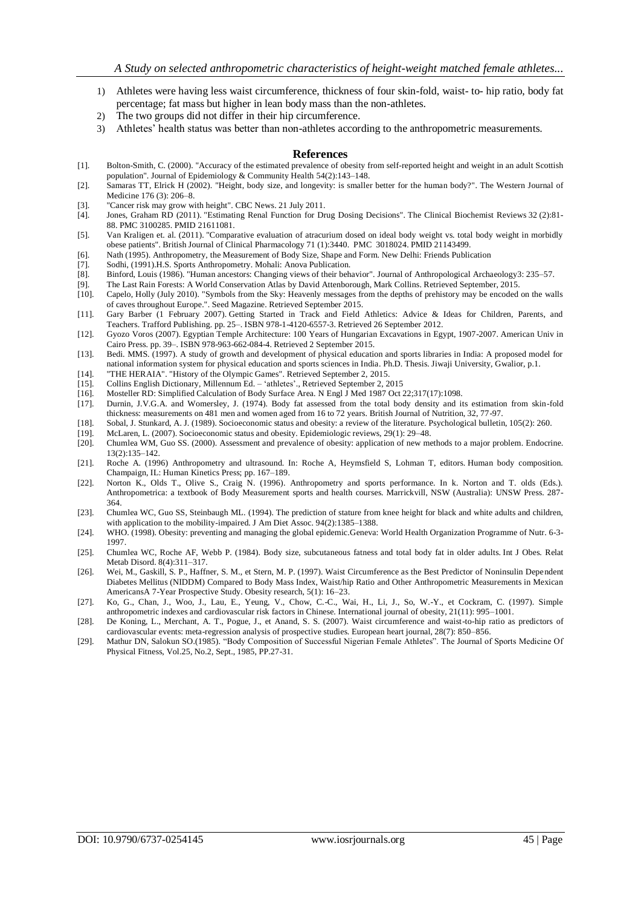1) Athletes were having less waist circumference, thickness of four skin-fold, waist- to- hip ratio, body fat percentage; fat mass but higher in lean body mass than the non-athletes.
2) The two groups did not differ in their hip circumference.
3) Athletes' health status was better than non-athletes according to the anthropometric measurements.

## References

[1]. Bolton-Smith, C. (2000). "Accuracy of the estimated prevalence of obesity from self-reported height and weight in an adult Scottish population". Journal of Epidemiology & Community Health 54(2):143–148.

[2]. Samaras TT, Elrick H (2002). "Height, body size, and longevity: is smaller better for the human body?". The Western Journal of Medicine 176 (3): 206–8.

[3]. "Cancer risk may grow with height". CBC News. 21 July 2011.

[4]. Jones, Graham RD (2011). "Estimating Renal Function for Drug Dosing Decisions". The Clinical Biochemist Reviews 32 (2):81-88. PMC 3100285. PMID 21611081.

[5]. Van Kraligen et. al. (2011). "Comparative evaluation of atracurium dosed on ideal body weight vs. total body weight in morbidly obese patients". British Journal of Clinical Pharmacology 71 (1):3440. PMC 3018024. PMID 21143499.

[6]. Nath (1995). Anthropometry, the Measurement of Body Size, Shape and Form. New Delhi: Friends Publication

[7]. Sodhi, (1991).H.S. Sports Anthropometry. Mohali: Anova Publication.

[8]. Binford, Louis (1986). "Human ancestors: Changing views of their behavior". Journal of Anthropological Archaeology3: 235–57.

[9]. The Last Rain Forests: A World Conservation Atlas by David Attenborough, Mark Collins. Retrieved September, 2015.

[10]. Capelo, Holly (July 2010). "Symbols from the Sky: Heavenly messages from the depths of prehistory may be encoded on the walls of caves throughout Europe.". Seed Magazine. Retrieved September 2015.

[11]. Gary Barber (1 February 2007). Getting Started in Track and Field Athletics: Advice & Ideas for Children, Parents, and Teachers. Trafford Publishing. pp. 25–. ISBN 978-1-4120-6557-3. Retrieved 26 September 2012.

[12]. Gyozo Voros (2007). Egyptian Temple Architecture: 100 Years of Hungarian Excavations in Egypt, 1907-2007. American Univ in Cairo Press. pp. 39–. ISBN 978-963-662-084-4. Retrieved 2 September 2015.

[13]. Bedi. MMS. (1997). A study of growth and development of physical education and sports libraries in India: A proposed model for national information system for physical education and sports sciences in India. Ph.D. Thesis. Jiwaji University, Gwalior, p.1.

[14]. "THE HERAIA". "History of the Olympic Games". Retrieved September 2, 2015.

[15]. Collins English Dictionary, Millennum Ed. – 'athletes'., Retrieved September 2, 2015

[16]. Mosteller RD: Simplified Calculation of Body Surface Area. N Engl J Med 1987 Oct 22;317(17):1098.

[17]. Durnin, J.V.G.A. and Womersley, J. (1974). Body fat assessed from the total body density and its estimation from skin-fold thickness: measurements on 481 men and women aged from 16 to 72 years. British Journal of Nutrition, 32, 77-97.

[18]. Sobal, J. Stunkard, A. J. (1989). Socioeconomic status and obesity: a review of the literature. Psychological bulletin, 105(2): 260.

[19]. McLaren, L. (2007). Socioeconomic status and obesity. Epidemiologic reviews, 29(1): 29–48.

[20]. Chumlea WM, Guo SS. (2000). Assessment and prevalence of obesity: application of new methods to a major problem. Endocrine. 13(2):135–142.

[21]. Roche A. (1996) Anthropometry and ultrasound. In: Roche A, Heymsfield S, Lohman T, editors. Human body composition. Champaign, IL: Human Kinetics Press; pp. 167–189.

[22]. Norton K., Olds T., Olive S., Craig N. (1996). Anthropometry and sports performance. In k. Norton and T. olds (Eds.). Anthropometrica: a textbook of Body Measurement sports and health courses. Marrickvill, NSW (Australia): UNSW Press. 287-364.

[23]. Chumlea WC, Guo SS, Steinbaugh ML. (1994). The prediction of stature from knee height for black and white adults and children, with application to the mobility-impaired. J Am Diet Assoc. 94(2):1385–1388.

[24]. WHO. (1998). Obesity: preventing and managing the global epidemic.Geneva: World Health Organization Programme of Nutr. 6-3-1997.

[25]. Chumlea WC, Roche AF, Webb P. (1984). Body size, subcutaneous fatness and total body fat in older adults. Int J Obes. Relat Metab Disord. 8(4):311–317.

[26]. Wei, M., Gaskill, S. P., Haffner, S. M., et Stern, M. P. (1997). Waist Circumference as the Best Predictor of Noninsulin Dependent Diabetes Mellitus (NIDDM) Compared to Body Mass Index, Waist/hip Ratio and Other Anthropometric Measurements in Mexican AmericansA 7-Year Prospective Study. Obesity research, 5(1): 16–23.

[27]. Ko, G., Chan, J., Woo, J., Lau, E., Yeung, V., Chow, C.-C., Wai, H., Li, J., So, W.-Y., et Cockram, C. (1997). Simple anthropometric indexes and cardiovascular risk factors in Chinese. International journal of obesity, 21(11): 995–1001.

[28]. De Koning, L., Merchant, A. T., Pogue, J., et Anand, S. S. (2007). Waist circumference and waist-to-hip ratio as predictors of cardiovascular events: meta-regression analysis of prospective studies. European heart journal, 28(7): 850–856.

[29]. Mathur DN, Salokun SO.(1985). "Body Composition of Successful Nigerian Female Athletes". The Journal of Sports Medicine Of Physical Fitness, Vol.25, No.2, Sept., 1985, PP.27-31.